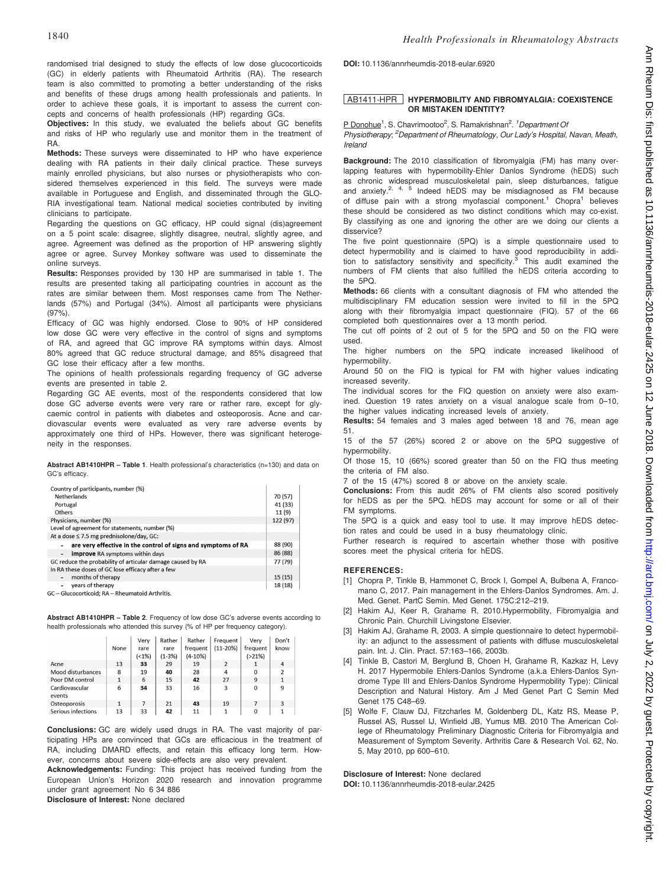randomised trial designed to study the effects of low dose glucocorticoids (GC) in elderly patients with Rheumatoid Arthritis (RA). The research team is also committed to promoting a better understanding of the risks and benefits of these drugs among health professionals and patients. In order to achieve these goals, it is important to assess the current concepts and concerns of health professionals (HP) regarding GCs.

**Objectives:** In this study, we evaluated the beliefs about GC benefits and risks of HP who regularly use and monitor them in the treatment of RA.

**Methods:** These surveys were disseminated to HP who have experience dealing with RA patients in their daily clinical practice. These surveys mainly enrolled physicians, but also nurses or physiotherapists who considered themselves experienced in this field. The surveys were made available in Portuguese and English, and disseminated through the GLORIA investigational team. National medical societies contributed by inviting clinicians to participate.

Regarding the questions on GC efficacy, HP could signal (dis)agreement on a 5 point scale: disagree, slightly disagree, neutral, slightly agree, and agree. Agreement was defined as the proportion of HP answering slightly agree or agree. Survey Monkey software was used to disseminate the online surveys.

**Results:** Responses provided by 130 HP are summarised in table 1. The results are presented taking all participating countries in account as the rates are similar between them. Most responses came from The Netherlands (57%) and Portugal (34%). Almost all participants were physicians (97%).

Efficacy of GC was highly endorsed. Close to 90% of HP considered low dose GC were very effective in the control of signs and symptoms of RA, and agreed that GC improve RA symptoms within days. Almost 80% agreed that GC reduce structural damage, and 85% disagreed that GC lose their efficacy after a few months.

The opinions of health professionals regarding frequency of GC adverse events are presented in table 2.

Regarding GC AE events, most of the respondents considered that low dose GC adverse events were very rare or rather rare, except for glycaemic control in patients with diabetes and osteoporosis. Acne and cardiovascular events were evaluated as very rare adverse events by approximately one third of HPs. However, there was significant heterogeneity in the responses.

**Abstract AB1410HPR – Table 1**. Health professional's characteristics (n=130) and data on GC's efficacy.

| | |
|---|---|
| Country of participants, number (%) | |
| Netherlands | 70 (57) |
| Portugal | 41 (33) |
| Others | 11 (9) |
| Physicians, number (%) | 122 (97) |
| Level of agreement for statements, number (%) | |
| At a dose ≤ 7.5 mg prednisolone/day, GC: | |
| - **are very effective in the control of signs and symptoms of RA** | 88 (90) |
| - **improve** RA symptoms within days | 86 (88) |
| GC reduce the probability of articular damage caused by RA | 77 (79) |
| In RA these doses of GC lose efficacy after a few | |
| - months of therapy | 15 (15) |
| - years of therapy | 18 (18) |

GC – Glucocorticoid; RA – Rheumatoid Arthritis.

**Abstract AB1410HPR – Table 2**. Frequency of low dose GC's adverse events according to health professionals who attended this survey (% of HP per frequency category).

| | None | Very rare (<1%) | Rather rare (1-3%) | Rather frequent (4-10%) | Frequent (11-20%) | Very frequent (>21%) | Don't know |
|---|---|---|---|---|---|---|---|
| Acne | 13 | **33** | 29 | 19 | 2 | 1 | 4 |
| Mood disturbances | 8 | 19 | **40** | 28 | 4 | 0 | 2 |
| Poor DM control | 1 | 6 | 15 | **42** | 27 | 9 | 1 |
| Cardiovascular events | 6 | **34** | 33 | 16 | 3 | 0 | 9 |
| Osteoporosis | 1 | 7 | 21 | **43** | 19 | 7 | 3 |
| Serious infections | 13 | 33 | **42** | 11 | 1 | 0 | 1 |

**Conclusions:** GC are widely used drugs in RA. The vast majority of participating HPs are convinced that GCs are efficacious in the treatment of RA, including DMARD effects, and retain this efficacy long term. However, concerns about severe side-effects are also very prevalent.

**Acknowledgements:** Funding: This project has received funding from the European Union's Horizon 2020 research and innovation programme under grant agreement No 6 34 886

**Disclosure of Interest:** None declared

**DOI:** 10.1136/annrheumdis-2018-eular.6920

## AB1411-HPR HYPERMOBILITY AND FIBROMYALGIA: COEXISTENCE OR MISTAKEN IDENTITY?

P Donohue[1], S. Chavrimootoo[2], S. Ramakrishnan[2]. *[1]Department Of Physiotherapy; [2]Department of Rheumatology, Our Lady's Hospital, Navan, Meath, Ireland*

**Background:** The 2010 classification of fibromyalgia (FM) has many overlapping features with hypermobility-Ehler Danlos Syndrome (hEDS) such as chronic widespread musculoskeletal pain, sleep disturbances, fatigue and anxiety.[2, 4, 5] Indeed hEDS may be misdiagnosed as FM because of diffuse pain with a strong myofascial component.[1] Chopra[1] believes these should be considered as two distinct conditions which may co-exist. By classifying as one and ignoring the other are we doing our clients a disservice?

The five point questionnaire (5PQ) is a simple questionnaire used to detect hypermobility and is claimed to have good reproducibility in addition to satisfactory sensitivity and specificity.[3] This audit examined the numbers of FM clients that also fulfilled the hEDS criteria according to the 5PQ.

**Methods:** 66 clients with a consultant diagnosis of FM who attended the multidisciplinary FM education session were invited to fill in the 5PQ along with their fibromyalgia impact questionnaire (FIQ). 57 of the 66 completed both questionnaires over a 13 month period.

The cut off points of 2 out of 5 for the 5PQ and 50 on the FIQ were used.

The higher numbers on the 5PQ indicate increased likelihood of hypermobility.

Around 50 on the FIQ is typical for FM with higher values indicating increased severity.

The individual scores for the FIQ question on anxiety were also examined. Question 19 rates anxiety on a visual analogue scale from 0–10, the higher values indicating increased levels of anxiety.

**Results:** 54 females and 3 males aged between 18 and 76, mean age 51.

15 of the 57 (26%) scored 2 or above on the 5PQ suggestive of hypermobility.

Of those 15, 10 (66%) scored greater than 50 on the FIQ thus meeting the criteria of FM also.

7 of the 15 (47%) scored 8 or above on the anxiety scale.

**Conclusions:** From this audit 26% of FM clients also scored positively for hEDS as per the 5PQ. hEDS may account for some or all of their FM symptoms.

The 5PQ is a quick and easy tool to use. It may improve hEDS detection rates and could be used in a busy rheumatology clinic.

Further research is required to ascertain whether those with positive scores meet the physical criteria for hEDS.

### REFERENCES:

[1] Chopra P, Tinkle B, Hammonet C, Brock I, Gompel A, Bulbena A, Francomano C, 2017. Pain management in the Ehlers-Danlos Syndromes. Am. J. Med. Genet. PartC Semin. Med Genet. 175C:212–219.

[2] Hakim AJ, Keer R, Grahame R, 2010.Hypermobility, Fibromyalgia and Chronic Pain. Churchill Livingstone Elsevier.

[3] Hakim AJ, Grahame R, 2003. A simple questionnaire to detect hypermobility: an adjunct to the assessment of patients with diffuse musculoskeletal pain. Int. J. Clin. Pract. 57:163–166, 2003b.

[4] Tinkle B, Castori M, Berglund B, Choen H, Grahame R, Kazkaz H, Levy H. 2017 Hypermobile Ehlers-Danlos Syndrome (a.k.a Ehlers-Danlos Syndrome Type III and Ehlers-Danlos Syndrome Hypermobility Type): Clinical Description and Natural History. Am J Med Genet Part C Semin Med Genet 175 C48–69.

[5] Wolfe F, Clauw DJ, Fitzcharles M, Goldenberg DL, Katz RS, Mease P, Russel AS, Russel IJ, Winfield JB, Yumus MB. 2010 The American College of Rheumatology Preliminary Diagnostic Criteria for Fibromyalgia and Measurement of Symptom Severity. Arthritis Care & Research Vol. 62, No. 5, May 2010, pp 600–610.

**Disclosure of Interest:** None declared

**DOI:** 10.1136/annrheumdis-2018-eular.2425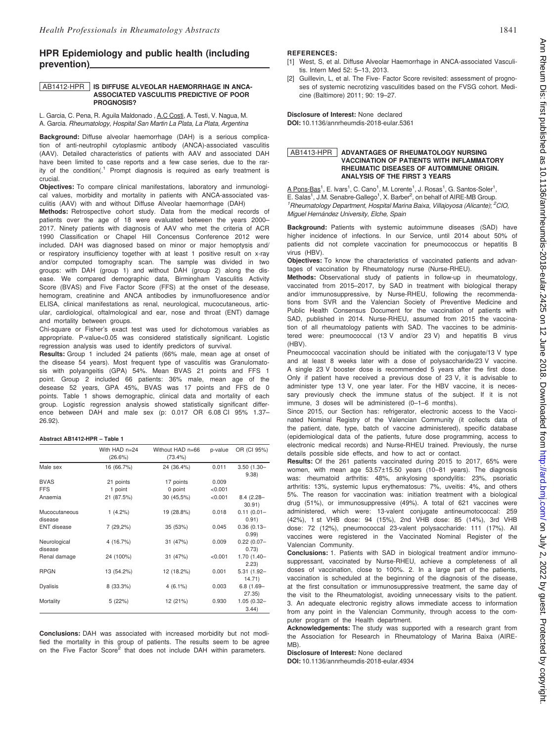## HPR Epidemiology and public health (including prevention)

### AB1412-HPR IS DIFFUSE ALVEOLAR HAEMORRHAGE IN ANCA-ASSOCIATED VASCULITIS PREDICTIVE OF POOR PROGNOSIS?

L. Garcia, C. Pena, R. Aguila Maldonado , A.C Costi, A. Testi, V. Nagua, M. A. Garcia. *Rheumatology, Hospital San Martin La Plata, La Plata, Argentina*

**Background:** Diffuse alveolar haemorrhage (DAH) is a serious complication of anti-neutrophil cytoplasmic antibody (ANCA)-associated vasculitis (AAV). Detailed characteristics of patients with AAV and associated DAH have been limited to case reports and a few case series, due to the rarity of the condition(.[1] Prompt diagnosis is required as early treatment is crucial.

**Objectives:** To compare clinical manifestations, laboratory and inmunological values, morbidity and mortality in patients with ANCA-associated vasculitis (AAV) with and without Diffuse Alveolar haemorrhage (DAH)

**Methods:** Retrospective cohort study. Data from the medical records of patients over the age of 18 were evaluated between the years 2000–2017. Ninety patients with diagnosis of AAV who met the criteria of ACR 1990 Classification or Chapel Hill Concensus Conference 2012 were included. DAH was diagnosed based on minor or major hemoptysis and/or respiratory insufficiency together with at least 1 positive result on x-ray and/or computed tomography scan. The sample was divided in two groups: with DAH (group 1) and without DAH (group 2) along the disease. We compared demographic data, Birmingham Vasculitis Activity Score (BVAS) and Five Factor Score (FFS) at the onset of the desease, hemogram, creatinine and ANCA antibodies by inmunofluoresence and/or ELISA, clinical manifestations as renal, neurological, mucocutaneous, articular, cardiological, oftalmological and ear, nose and throat (ENT) damage and mortality between groups.

Chi-square or Fisher's exact test was used for dichotomous variables as appropriate. P-value<0.05 was considered statistically significant. Logistic regression analysis was used to identify predictors of survival.

**Results:** Group 1 included 24 patients (66% male, mean age at onset of the disease 54 years). Most frequent type of vasculitis was Granulomatosis with polyangeitis (GPA) 54%. Mean BVAS 21 points and FFS 1 point. Group 2 included 66 patients: 36% male, mean age of the desease 52 years, GPA 45%, BVAS was 17 points and FFS de 0 points. Table 1 shows demographic, clinical data and mortality of each group. Logistic regression analysis showed statistically significant difference between DAH and male sex (p: 0.017 OR 6.08 CI 95% 1.37–26.92).

**Abstract AB1412-HPR – Table 1**

| | With HAD n=24 (26.6%) | Without HAD n=66 (73.4%) | p-value | OR (CI 95%) |
|---|---|---|---|---|
| Male sex | 16 (66.7%) | 24 (36.4%) | 0.011 | 3.50 (1.30–9.38) |
| BVAS | 21 points | 17 points | 0.009 | |
| FFS | 1 point | 0 point | <0.001 | |
| Anaemia | 21 (87.5%) | 30 (45,5%) | <0.001 | 8.4 (2.28–30.91) |
| Mucocutaneous disease | 1 (4.2%) | 19 (28.8%) | 0.018 | 0.11 (0.01–0.91) |
| ENT disease | 7 (29,2%) | 35 (53%) | 0.045 | 0.36 (0.13–0.99) |
| Neurological disease | 4 (16.7%) | 31 (47%) | 0.009 | 0.22 (0.07–0.73) |
| Renal damage | 24 (100%) | 31 (47%) | <0.001 | 1.70 (1.40–2.23) |
| RPGN | 13 (54.2%) | 12 (18.2%) | 0.001 | 5.31 (1.92–14.71) |
| Dyalisis | 8 (33.3%) | 4 (6.1%) | 0.003 | 6.8 (1.69–27.35) |
| Mortality | 5 (22%) | 12 (21%) | 0.930 | 1.05 (0.32–3.44) |

**Conclusions:** DAH was associated with increased morbidity but not modified the mortality in this group of patients. The results seem to be agree on the Five Factor Score[2] that does not include DAH within parameters.

**REFERENCES:**

[1] West, S, et al. Diffuse Alveolar Haemorrhage in ANCA-associated Vasculitis. Intern Med 52: 5–13, 2013.

[2] Guillevin, L, et al. The Five- Factor Score revisited: assessment of prognoses of systemic necrotizing vasculitides based on the FVSG cohort. Medicine (Baltimore) 2011; 90: 19–27.

**Disclosure of Interest:** None declared

**DOI:** 10.1136/annrheumdis-2018-eular.5361

### AB1413-HPR ADVANTAGES OF RHEUMATOLOGY NURSING VACCINATION OF PATIENTS WITH INFLAMMATORY RHEUMATIC DISEASES OF AUTOIMMUNE ORIGIN. ANALYSIS OF THE FIRST 3 YEARS

A Pons-Bas[1], E. Ivars[1], C. Cano[1], M. Lorente[1], J. Rosas[1], G. Santos-Soler[1], E. Salas[1], J.M. Senabre-Gallego[1], X. Barber[2], on behalf of AIRE-MB Group. [1]*Rheumatology Department, Hospital Marina Baixa, Villajoyosa (Alicante)*; [2]*CIO, Miguel Hernández University, Elche, Spain*

**Background:** Patients with systemic autoimmune diseases (SAD) have higher incidence of infections. In our Service, until 2014 about 50% of patients did not complete vaccination for pneumococcus or hepatitis B virus (HBV).

**Objectives:** To know the characteristics of vaccinated patients and advantages of vaccination by Rheumatology nurse (Nurse-RHEU).

**Methods:** Observational study of patients in follow-up in rheumatology, vaccinated from 2015–2017, by SAD in treatment with biological therapy and/or immunosuppressive, by Nurse-RHEU, following the recommendations from SVR and the Valencian Society of Preventive Medicine and Public Health Consensus Document for the vaccination of patients with SAD, published in 2014. Nurse-RHEU, assumed from 2015 the vaccination of all rheumatology patients with SAD. The vaccines to be administered were: pneumococcal (13 V and/or 23 V) and hepatitis B virus (HBV).

Pneumococcal vaccination should be initiated with the conjugate/13 V type and at least 8 weeks later with a dose of polysaccharide/23 V vaccine. A single 23 V booster dose is recommended 5 years after the first dose. Only if patient have received a previous dose of 23 V, it is advisable to administer type 13 V, one year later. For the HBV vaccine, it is necessary previously check the immune status of the subject. If it is not immune, 3 doses will be administered (0–1–6 months).

Since 2015, our Section has: refrigerator, electronic access to the Vaccinated Nominal Registry of the Valencian Community (it collects data of the patient, date, type, batch of vaccine administered), specific database (epidemiological data of the patients, future dose programming, access to electronic medical records) and Nurse-RHEU trained. Previously, the nurse details possible side effects, and how to act or contact.

**Results:** Of the 261 patients vaccinated during 2015 to 2017, 65% were women, with mean age 53.57±15.50 years (10–81 years). The diagnosis was: rheumatoid arthritis: 48%, ankylosing spondylitis: 23%, psoriatic arthritis: 13%, systemic lupus erythematosus: 7%, uveitis: 4%, and others 5%. The reason for vaccination was: initiation treatment with a biological drug (51%), or immunosuppressive (49%). A total of 621 vaccines were administered, which were: 13-valent conjugate antineumotococcal: 259 (42%), 1 st VHB dose: 94 (15%), 2nd VHB dose: 85 (14%), 3rd VHB dose: 72 (12%), pneumococcal 23-valent polysaccharide: 111 (17%). All vaccines were registered in the Vaccinated Nominal Register of the Valencian Community.

**Conclusions:** 1. Patients with SAD in biological treatment and/or immunosuppressant, vaccinated by Nurse-RHEU, achieve a completeness of all doses of vaccination, close to 100%. 2. In a large part of the patients, vaccination is scheduled at the beginning of the diagnosis of the disease, at the first consultation or immunosuppressive treatment, the same day of the visit to the Rheumatologist, avoiding unnecessary visits to the patient. 3. An adequate electronic registry allows immediate access to information from any point in the Valencian Community, through access to the computer program of the Health department.

**Acknowledgements:** The study was supported with a research grant from the Association for Research in Rheumatology of Marina Baixa (AIRE-MB).

**Disclosure of Interest:** None declared

**DOI:** 10.1136/annrheumdis-2018-eular.4934